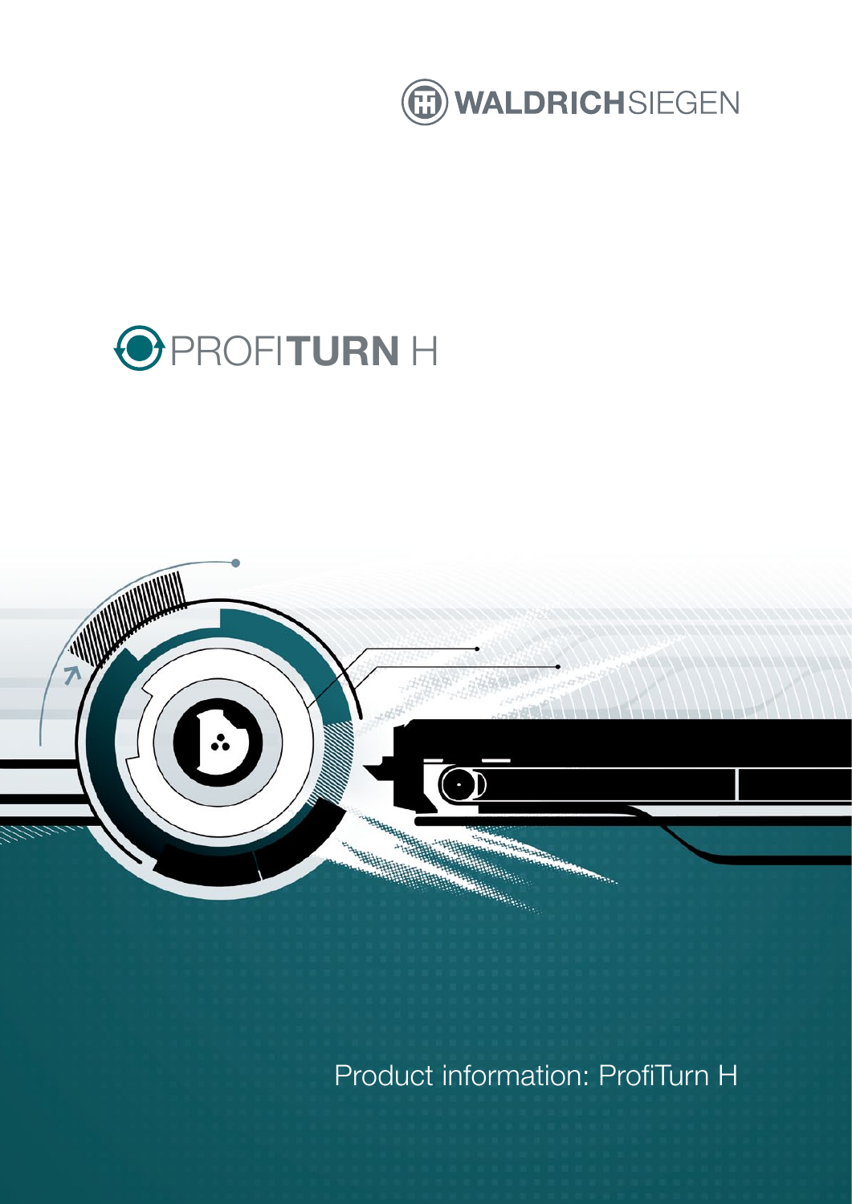WALDRICHSIEGEN

# PROFITURN H

Product information: ProfiTurn H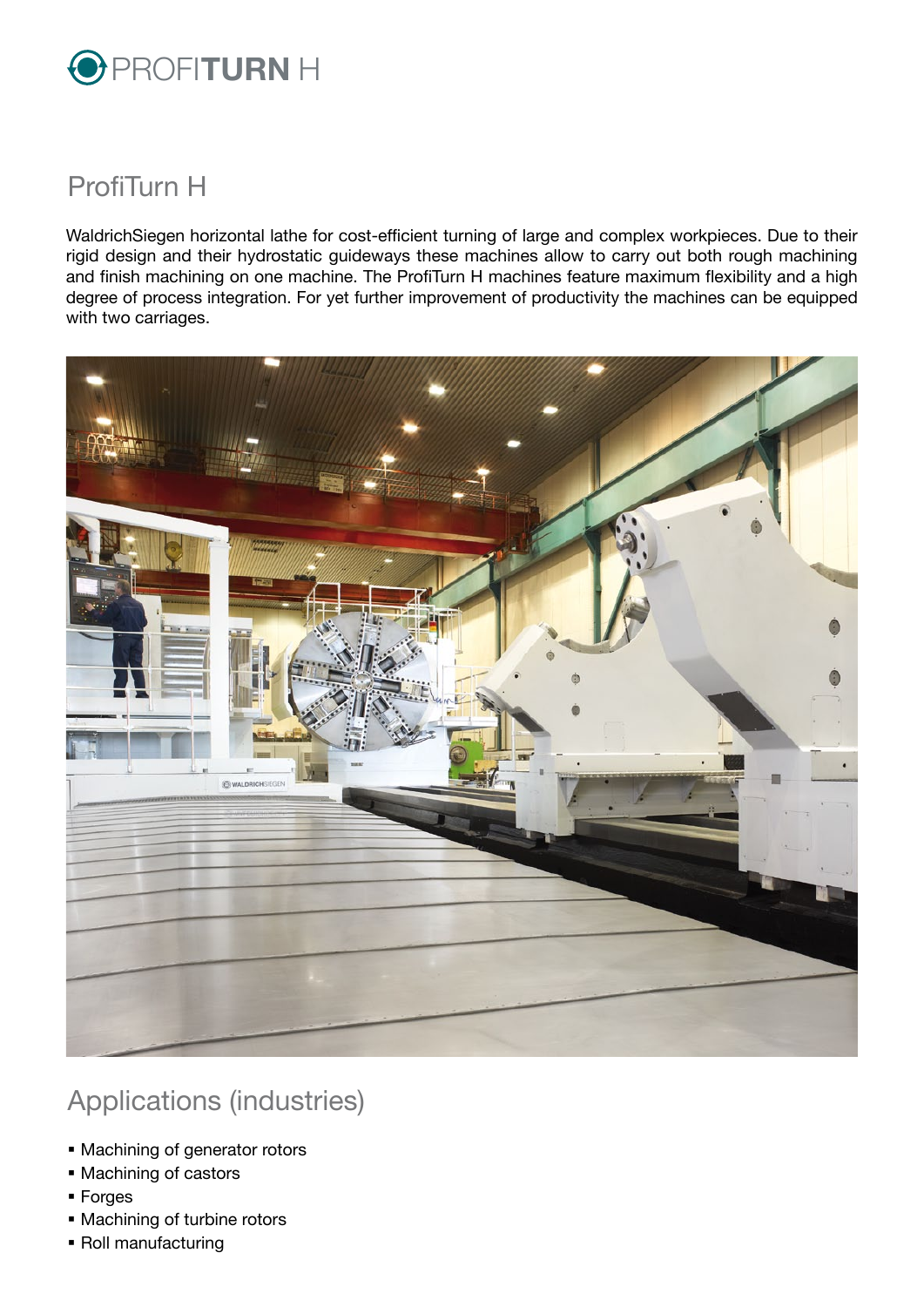# ProfiTurn H

WaldrichSiegen horizontal lathe for cost-efficient turning of large and complex workpieces. Due to their rigid design and their hydrostatic guideways these machines allow to carry out both rough machining and finish machining on one machine. The ProfiTurn H machines feature maximum flexibility and a high degree of process integration. For yet further improvement of productivity the machines can be equipped with two carriages.

## Applications (industries)

- Machining of generator rotors
- Machining of castors
- Forges
- Machining of turbine rotors
- Roll manufacturing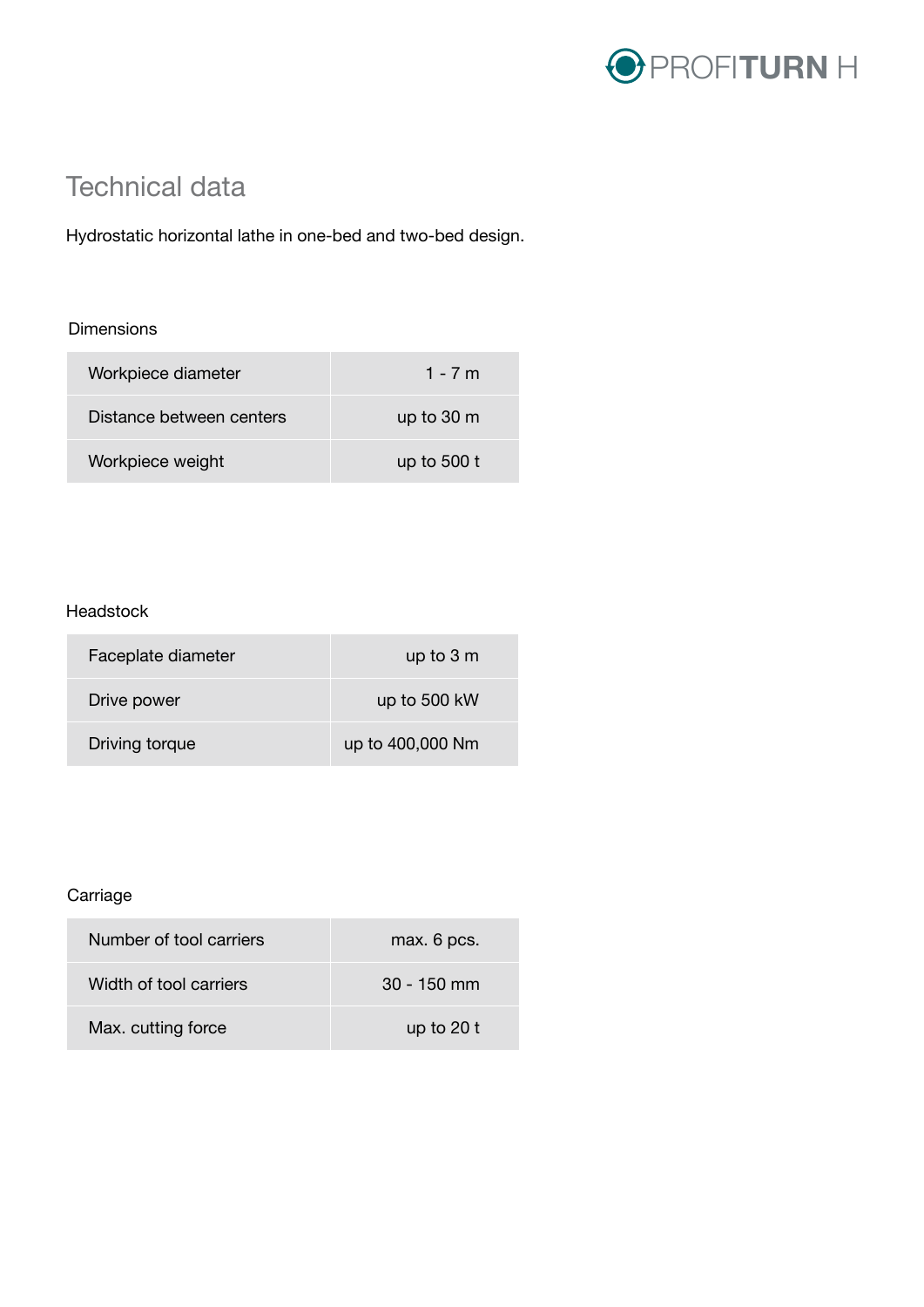# Technical data

Hydrostatic horizontal lathe in one-bed and two-bed design.

## Dimensions

| | |
|---|---|
| Workpiece diameter | 1 - 7 m |
| Distance between centers | up to 30 m |
| Workpiece weight | up to 500 t |

## Headstock

| | |
|---|---|
| Faceplate diameter | up to 3 m |
| Drive power | up to 500 kW |
| Driving torque | up to 400,000 Nm |

## Carriage

| | |
|---|---|
| Number of tool carriers | max. 6 pcs. |
| Width of tool carriers | 30 - 150 mm |
| Max. cutting force | up to 20 t |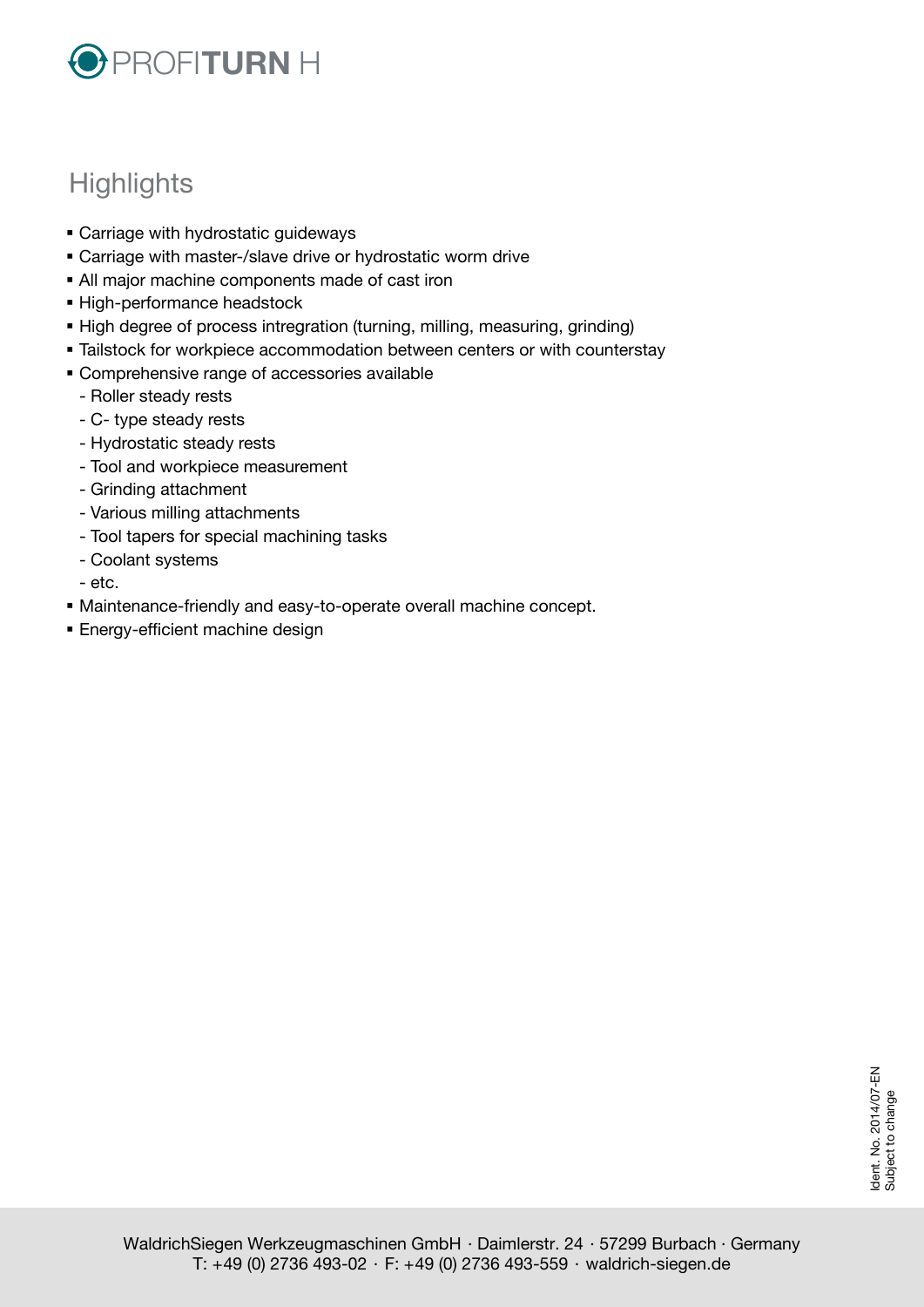# PROFITURN H

## Highlights

- Carriage with hydrostatic guideways
- Carriage with master-/slave drive or hydrostatic worm drive
- All major machine components made of cast iron
- High-performance headstock
- High degree of process intregration (turning, milling, measuring, grinding)
- Tailstock for workpiece accommodation between centers or with counterstay
- Comprehensive range of accessories available
  - Roller steady rests
  - C- type steady rests
  - Hydrostatic steady rests
  - Tool and workpiece measurement
  - Grinding attachment
  - Various milling attachments
  - Tool tapers for special machining tasks
  - Coolant systems
  - etc.
- Maintenance-friendly and easy-to-operate overall machine concept.
- Energy-efficient machine design

Ident. No. 2014/07-EN
Subject to change

WaldrichSiegen Werkzeugmaschinen GmbH · Daimlerstr. 24 · 57299 Burbach · Germany
T: +49 (0) 2736 493-02 · F: +49 (0) 2736 493-559 · waldrich-siegen.de